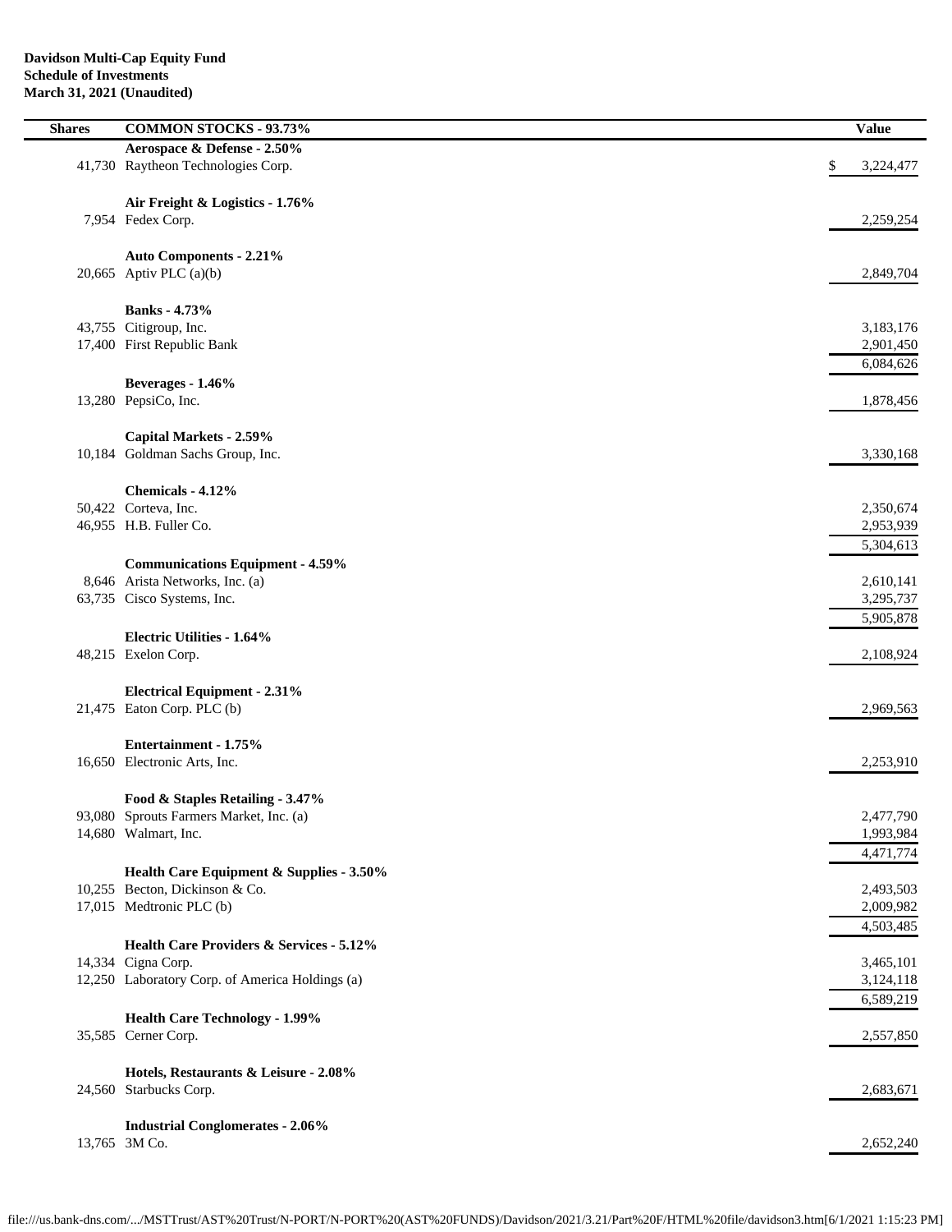**Davidson Multi-Cap Equity Fund**
**Schedule of Investments**
**March 31, 2021 (Unaudited)**

| Shares | COMMON STOCKS - 93.73% | Value |
|---|---|---|
| | **Aerospace & Defense - 2.50%** | |
| 41,730 | Raytheon Technologies Corp. | $ 3,224,477 |
| | | |
| | **Air Freight & Logistics - 1.76%** | |
| 7,954 | Fedex Corp. | 2,259,254 |
| | | |
| | **Auto Components - 2.21%** | |
| 20,665 | Aptiv PLC (a)(b) | 2,849,704 |
| | | |
| | **Banks - 4.73%** | |
| 43,755 | Citigroup, Inc. | 3,183,176 |
| 17,400 | First Republic Bank | 2,901,450 |
| | | 6,084,626 |
| | **Beverages - 1.46%** | |
| 13,280 | PepsiCo, Inc. | 1,878,456 |
| | | |
| | **Capital Markets - 2.59%** | |
| 10,184 | Goldman Sachs Group, Inc. | 3,330,168 |
| | | |
| | **Chemicals - 4.12%** | |
| 50,422 | Corteva, Inc. | 2,350,674 |
| 46,955 | H.B. Fuller Co. | 2,953,939 |
| | | 5,304,613 |
| | **Communications Equipment - 4.59%** | |
| 8,646 | Arista Networks, Inc. (a) | 2,610,141 |
| 63,735 | Cisco Systems, Inc. | 3,295,737 |
| | | 5,905,878 |
| | **Electric Utilities - 1.64%** | |
| 48,215 | Exelon Corp. | 2,108,924 |
| | | |
| | **Electrical Equipment - 2.31%** | |
| 21,475 | Eaton Corp. PLC (b) | 2,969,563 |
| | | |
| | **Entertainment - 1.75%** | |
| 16,650 | Electronic Arts, Inc. | 2,253,910 |
| | | |
| | **Food & Staples Retailing - 3.47%** | |
| 93,080 | Sprouts Farmers Market, Inc. (a) | 2,477,790 |
| 14,680 | Walmart, Inc. | 1,993,984 |
| | | 4,471,774 |
| | **Health Care Equipment & Supplies - 3.50%** | |
| 10,255 | Becton, Dickinson & Co. | 2,493,503 |
| 17,015 | Medtronic PLC (b) | 2,009,982 |
| | | 4,503,485 |
| | **Health Care Providers & Services - 5.12%** | |
| 14,334 | Cigna Corp. | 3,465,101 |
| 12,250 | Laboratory Corp. of America Holdings (a) | 3,124,118 |
| | | 6,589,219 |
| | **Health Care Technology - 1.99%** | |
| 35,585 | Cerner Corp. | 2,557,850 |
| | | |
| | **Hotels, Restaurants & Leisure - 2.08%** | |
| 24,560 | Starbucks Corp. | 2,683,671 |
| | | |
| | **Industrial Conglomerates - 2.06%** | |
| 13,765 | 3M Co. | 2,652,240 |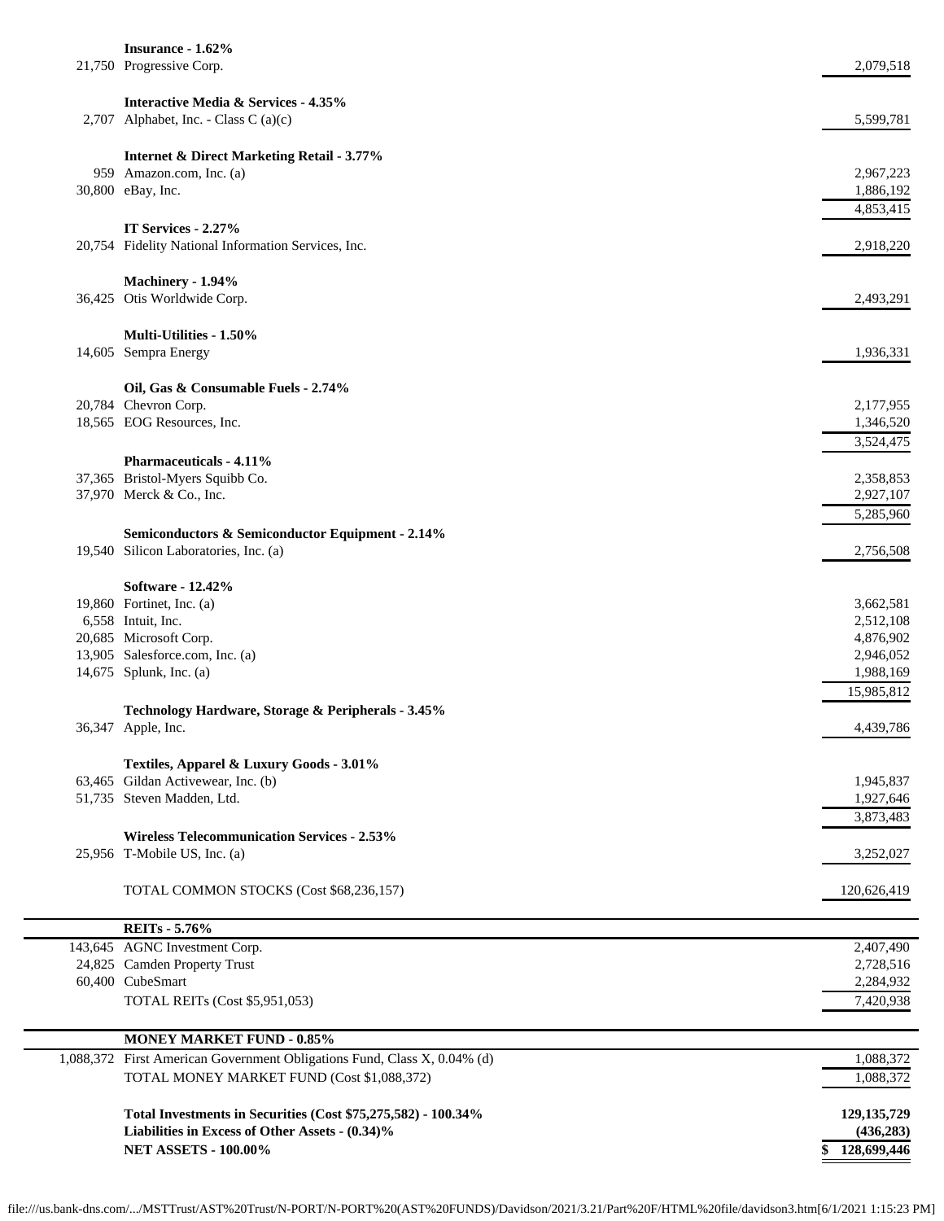| Shares | Description | Value |
|---|---|---|
| | **Insurance - 1.62%** | |
| 21,750 | Progressive Corp. | 2,079,518 |
| | **Interactive Media & Services - 4.35%** | |
| 2,707 | Alphabet, Inc. - Class C (a)(c) | 5,599,781 |
| | **Internet & Direct Marketing Retail - 3.77%** | |
| 959 | Amazon.com, Inc. (a) | 2,967,223 |
| 30,800 | eBay, Inc. | 1,886,192 |
| | | 4,853,415 |
| | **IT Services - 2.27%** | |
| 20,754 | Fidelity National Information Services, Inc. | 2,918,220 |
| | **Machinery - 1.94%** | |
| 36,425 | Otis Worldwide Corp. | 2,493,291 |
| | **Multi-Utilities - 1.50%** | |
| 14,605 | Sempra Energy | 1,936,331 |
| | **Oil, Gas & Consumable Fuels - 2.74%** | |
| 20,784 | Chevron Corp. | 2,177,955 |
| 18,565 | EOG Resources, Inc. | 1,346,520 |
| | | 3,524,475 |
| | **Pharmaceuticals - 4.11%** | |
| 37,365 | Bristol-Myers Squibb Co. | 2,358,853 |
| 37,970 | Merck & Co., Inc. | 2,927,107 |
| | | 5,285,960 |
| | **Semiconductors & Semiconductor Equipment - 2.14%** | |
| 19,540 | Silicon Laboratories, Inc. (a) | 2,756,508 |
| | **Software - 12.42%** | |
| 19,860 | Fortinet, Inc. (a) | 3,662,581 |
| 6,558 | Intuit, Inc. | 2,512,108 |
| 20,685 | Microsoft Corp. | 4,876,902 |
| 13,905 | Salesforce.com, Inc. (a) | 2,946,052 |
| 14,675 | Splunk, Inc. (a) | 1,988,169 |
| | | 15,985,812 |
| | **Technology Hardware, Storage & Peripherals - 3.45%** | |
| 36,347 | Apple, Inc. | 4,439,786 |
| | **Textiles, Apparel & Luxury Goods - 3.01%** | |
| 63,465 | Gildan Activewear, Inc. (b) | 1,945,837 |
| 51,735 | Steven Madden, Ltd. | 1,927,646 |
| | | 3,873,483 |
| | **Wireless Telecommunication Services - 2.53%** | |
| 25,956 | T-Mobile US, Inc. (a) | 3,252,027 |
| | TOTAL COMMON STOCKS (Cost $68,236,157) | 120,626,419 |
| | **REITs - 5.76%** | |
| 143,645 | AGNC Investment Corp. | 2,407,490 |
| 24,825 | Camden Property Trust | 2,728,516 |
| 60,400 | CubeSmart | 2,284,932 |
| | TOTAL REITs (Cost $5,951,053) | 7,420,938 |
| | **MONEY MARKET FUND - 0.85%** | |
| 1,088,372 | First American Government Obligations Fund, Class X, 0.04% (d) | 1,088,372 |
| | TOTAL MONEY MARKET FUND (Cost $1,088,372) | 1,088,372 |
| | **Total Investments in Securities (Cost $75,275,582) - 100.34%** | **129,135,729** |
| | **Liabilities in Excess of Other Assets - (0.34)%** | **(436,283)** |
| | **NET ASSETS - 100.00%** | **$ 128,699,446** |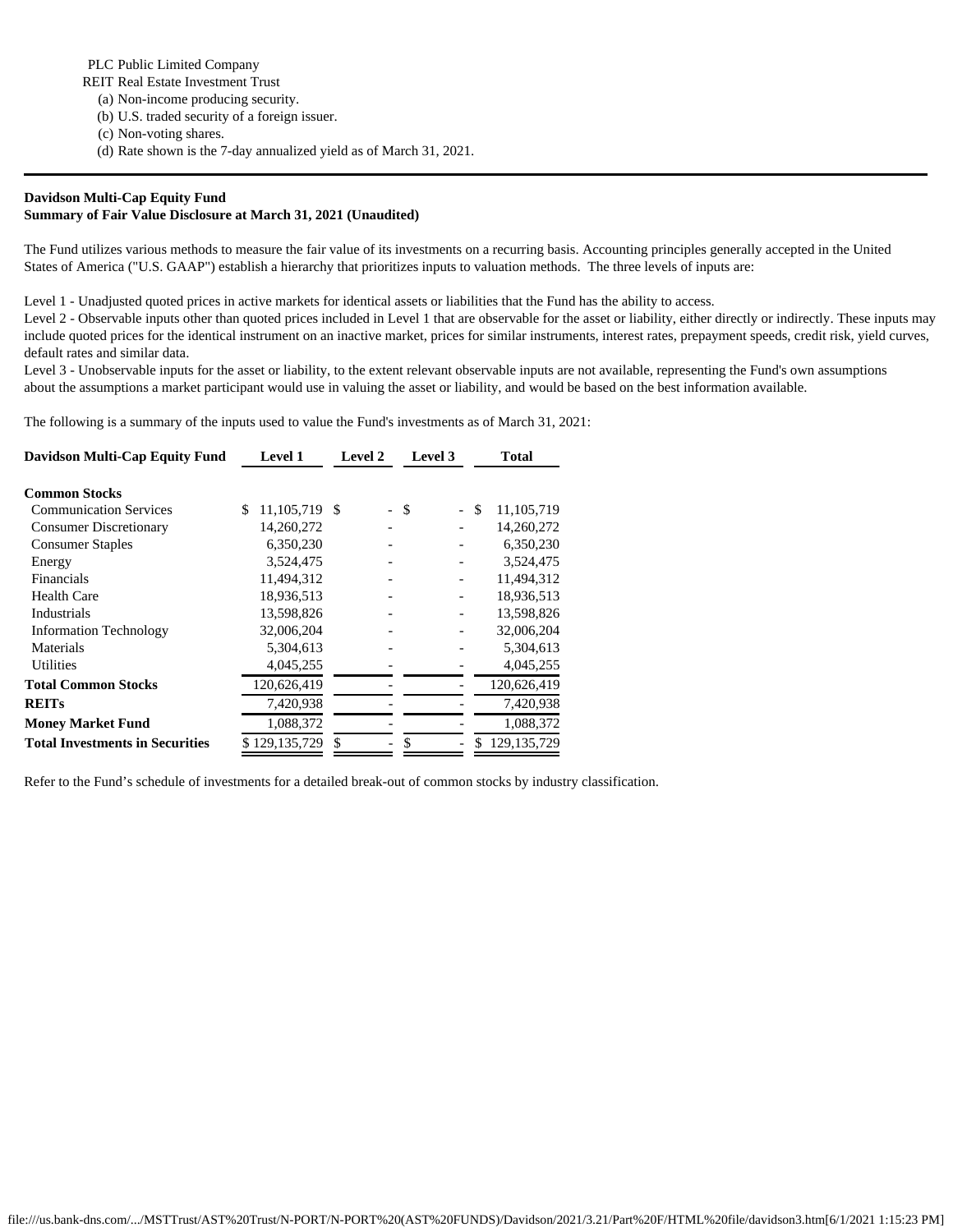PLC Public Limited Company
REIT Real Estate Investment Trust
(a) Non-income producing security.
(b) U.S. traded security of a foreign issuer.
(c) Non-voting shares.
(d) Rate shown is the 7-day annualized yield as of March 31, 2021.

---

**Davidson Multi-Cap Equity Fund**
**Summary of Fair Value Disclosure at March 31, 2021 (Unaudited)**

The Fund utilizes various methods to measure the fair value of its investments on a recurring basis. Accounting principles generally accepted in the United States of America ("U.S. GAAP") establish a hierarchy that prioritizes inputs to valuation methods. The three levels of inputs are:

Level 1 - Unadjusted quoted prices in active markets for identical assets or liabilities that the Fund has the ability to access.
Level 2 - Observable inputs other than quoted prices included in Level 1 that are observable for the asset or liability, either directly or indirectly. These inputs may include quoted prices for the identical instrument on an inactive market, prices for similar instruments, interest rates, prepayment speeds, credit risk, yield curves, default rates and similar data.
Level 3 - Unobservable inputs for the asset or liability, to the extent relevant observable inputs are not available, representing the Fund's own assumptions about the assumptions a market participant would use in valuing the asset or liability, and would be based on the best information available.

The following is a summary of the inputs used to value the Fund's investments as of March 31, 2021:

| Davidson Multi-Cap Equity Fund | Level 1 | Level 2 | Level 3 | Total |
|---|---|---|---|---|
| **Common Stocks** | | | | |
| Communication Services | $ 11,105,719 | $ - | $ - | $ 11,105,719 |
| Consumer Discretionary | 14,260,272 | - | - | 14,260,272 |
| Consumer Staples | 6,350,230 | - | - | 6,350,230 |
| Energy | 3,524,475 | - | - | 3,524,475 |
| Financials | 11,494,312 | - | - | 11,494,312 |
| Health Care | 18,936,513 | - | - | 18,936,513 |
| Industrials | 13,598,826 | - | - | 13,598,826 |
| Information Technology | 32,006,204 | - | - | 32,006,204 |
| Materials | 5,304,613 | - | - | 5,304,613 |
| Utilities | 4,045,255 | - | - | 4,045,255 |
| **Total Common Stocks** | 120,626,419 | - | - | 120,626,419 |
| **REITs** | 7,420,938 | - | - | 7,420,938 |
| **Money Market Fund** | 1,088,372 | - | - | 1,088,372 |
| **Total Investments in Securities** | $ 129,135,729 | $ - | $ - | $ 129,135,729 |

Refer to the Fund's schedule of investments for a detailed break-out of common stocks by industry classification.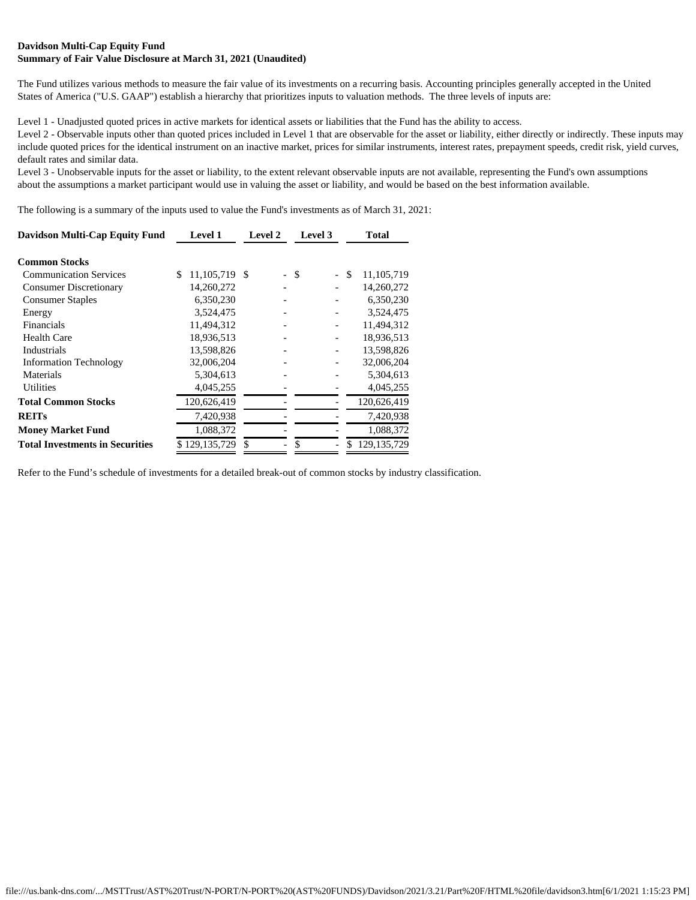**Davidson Multi-Cap Equity Fund**
**Summary of Fair Value Disclosure at March 31, 2021 (Unaudited)**

The Fund utilizes various methods to measure the fair value of its investments on a recurring basis. Accounting principles generally accepted in the United States of America ("U.S. GAAP") establish a hierarchy that prioritizes inputs to valuation methods. The three levels of inputs are:

Level 1 - Unadjusted quoted prices in active markets for identical assets or liabilities that the Fund has the ability to access.
Level 2 - Observable inputs other than quoted prices included in Level 1 that are observable for the asset or liability, either directly or indirectly. These inputs may include quoted prices for the identical instrument on an inactive market, prices for similar instruments, interest rates, prepayment speeds, credit risk, yield curves, default rates and similar data.
Level 3 - Unobservable inputs for the asset or liability, to the extent relevant observable inputs are not available, representing the Fund's own assumptions about the assumptions a market participant would use in valuing the asset or liability, and would be based on the best information available.

The following is a summary of the inputs used to value the Fund's investments as of March 31, 2021:

| Davidson Multi-Cap Equity Fund | Level 1 | Level 2 | Level 3 | Total |
|---|---|---|---|---|
| **Common Stocks** | | | | |
| Communication Services | $ 11,105,719 | $ - | $ - | $ 11,105,719 |
| Consumer Discretionary | 14,260,272 | - | - | 14,260,272 |
| Consumer Staples | 6,350,230 | - | - | 6,350,230 |
| Energy | 3,524,475 | - | - | 3,524,475 |
| Financials | 11,494,312 | - | - | 11,494,312 |
| Health Care | 18,936,513 | - | - | 18,936,513 |
| Industrials | 13,598,826 | - | - | 13,598,826 |
| Information Technology | 32,006,204 | - | - | 32,006,204 |
| Materials | 5,304,613 | - | - | 5,304,613 |
| Utilities | 4,045,255 | - | - | 4,045,255 |
| **Total Common Stocks** | 120,626,419 | - | - | 120,626,419 |
| **REITs** | 7,420,938 | - | - | 7,420,938 |
| **Money Market Fund** | 1,088,372 | - | - | 1,088,372 |
| **Total Investments in Securities** | $ 129,135,729 | $ - | $ - | $ 129,135,729 |

Refer to the Fund's schedule of investments for a detailed break-out of common stocks by industry classification.